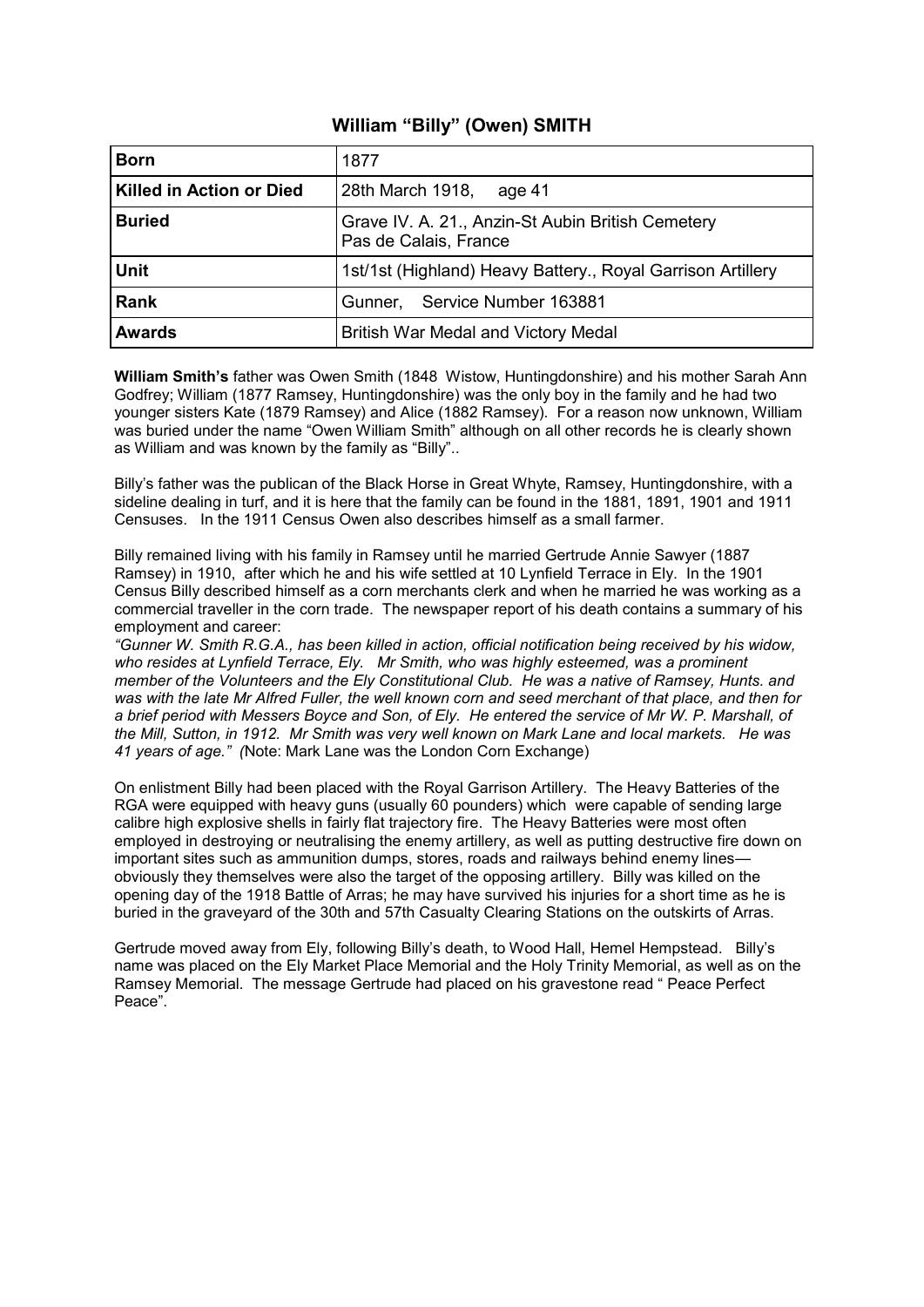# William "Billy" (Owen) SMITH

| | |
|---|---|
| **Born** | 1877 |
| **Killed in Action or Died** | 28th March 1918, age 41 |
| **Buried** | Grave IV. A. 21., Anzin-St Aubin British Cemetery Pas de Calais, France |
| **Unit** | 1st/1st (Highland) Heavy Battery., Royal Garrison Artillery |
| **Rank** | Gunner, Service Number 163881 |
| **Awards** | British War Medal and Victory Medal |

**William Smith's** father was Owen Smith (1848 Wistow, Huntingdonshire) and his mother Sarah Ann Godfrey; William (1877 Ramsey, Huntingdonshire) was the only boy in the family and he had two younger sisters Kate (1879 Ramsey) and Alice (1882 Ramsey). For a reason now unknown, William was buried under the name "Owen William Smith" although on all other records he is clearly shown as William and was known by the family as "Billy"..

Billy's father was the publican of the Black Horse in Great Whyte, Ramsey, Huntingdonshire, with a sideline dealing in turf, and it is here that the family can be found in the 1881, 1891, 1901 and 1911 Censuses. In the 1911 Census Owen also describes himself as a small farmer.

Billy remained living with his family in Ramsey until he married Gertrude Annie Sawyer (1887 Ramsey) in 1910, after which he and his wife settled at 10 Lynfield Terrace in Ely. In the 1901 Census Billy described himself as a corn merchants clerk and when he married he was working as a commercial traveller in the corn trade. The newspaper report of his death contains a summary of his employment and career:
*"Gunner W. Smith R.G.A., has been killed in action, official notification being received by his widow, who resides at Lynfield Terrace, Ely. Mr Smith, who was highly esteemed, was a prominent member of the Volunteers and the Ely Constitutional Club. He was a native of Ramsey, Hunts. and was with the late Mr Alfred Fuller, the well known corn and seed merchant of that place, and then for a brief period with Messers Boyce and Son, of Ely. He entered the service of Mr W. P. Marshall, of the Mill, Sutton, in 1912. Mr Smith was very well known on Mark Lane and local markets. He was 41 years of age."* (Note: Mark Lane was the London Corn Exchange)

On enlistment Billy had been placed with the Royal Garrison Artillery. The Heavy Batteries of the RGA were equipped with heavy guns (usually 60 pounders) which were capable of sending large calibre high explosive shells in fairly flat trajectory fire. The Heavy Batteries were most often employed in destroying or neutralising the enemy artillery, as well as putting destructive fire down on important sites such as ammunition dumps, stores, roads and railways behind enemy lines—obviously they themselves were also the target of the opposing artillery. Billy was killed on the opening day of the 1918 Battle of Arras; he may have survived his injuries for a short time as he is buried in the graveyard of the 30th and 57th Casualty Clearing Stations on the outskirts of Arras.

Gertrude moved away from Ely, following Billy's death, to Wood Hall, Hemel Hempstead. Billy's name was placed on the Ely Market Place Memorial and the Holy Trinity Memorial, as well as on the Ramsey Memorial. The message Gertrude had placed on his gravestone read " Peace Perfect Peace".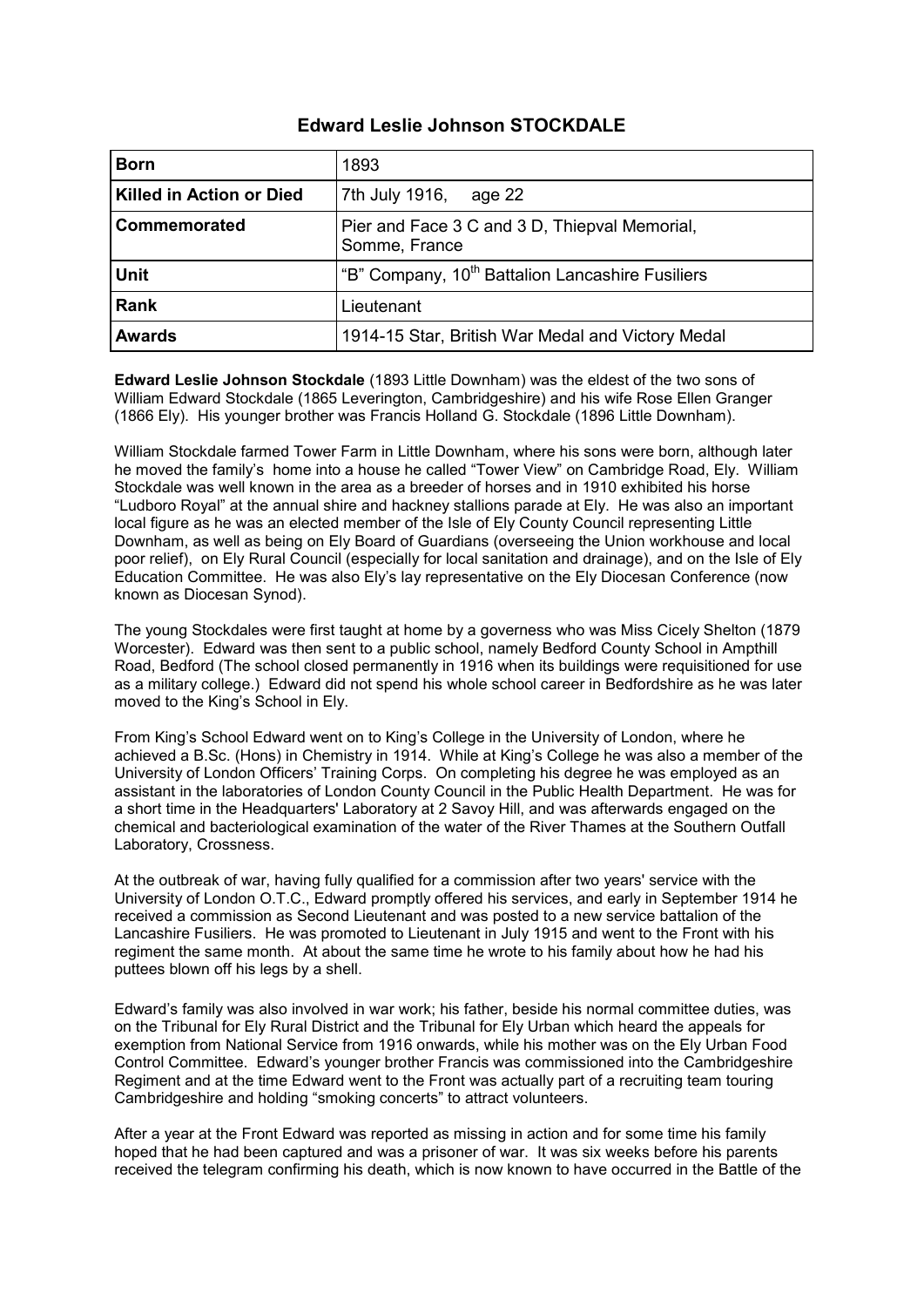# Edward Leslie Johnson STOCKDALE

| **Born** | 1893 |
|---|---|
| **Killed in Action or Died** | 7th July 1916, age 22 |
| **Commemorated** | Pier and Face 3 C and 3 D, Thiepval Memorial, Somme, France |
| **Unit** | "B" Company, 10th Battalion Lancashire Fusiliers |
| **Rank** | Lieutenant |
| **Awards** | 1914-15 Star, British War Medal and Victory Medal |

**Edward Leslie Johnson Stockdale** (1893 Little Downham) was the eldest of the two sons of William Edward Stockdale (1865 Leverington, Cambridgeshire) and his wife Rose Ellen Granger (1866 Ely). His younger brother was Francis Holland G. Stockdale (1896 Little Downham).

William Stockdale farmed Tower Farm in Little Downham, where his sons were born, although later he moved the family's home into a house he called "Tower View" on Cambridge Road, Ely. William Stockdale was well known in the area as a breeder of horses and in 1910 exhibited his horse "Ludboro Royal" at the annual shire and hackney stallions parade at Ely. He was also an important local figure as he was an elected member of the Isle of Ely County Council representing Little Downham, as well as being on Ely Board of Guardians (overseeing the Union workhouse and local poor relief), on Ely Rural Council (especially for local sanitation and drainage), and on the Isle of Ely Education Committee. He was also Ely's lay representative on the Ely Diocesan Conference (now known as Diocesan Synod).

The young Stockdales were first taught at home by a governess who was Miss Cicely Shelton (1879 Worcester). Edward was then sent to a public school, namely Bedford County School in Ampthill Road, Bedford (The school closed permanently in 1916 when its buildings were requisitioned for use as a military college.) Edward did not spend his whole school career in Bedfordshire as he was later moved to the King's School in Ely.

From King's School Edward went on to King's College in the University of London, where he achieved a B.Sc. (Hons) in Chemistry in 1914. While at King's College he was also a member of the University of London Officers' Training Corps. On completing his degree he was employed as an assistant in the laboratories of London County Council in the Public Health Department. He was for a short time in the Headquarters' Laboratory at 2 Savoy Hill, and was afterwards engaged on the chemical and bacteriological examination of the water of the River Thames at the Southern Outfall Laboratory, Crossness.

At the outbreak of war, having fully qualified for a commission after two years' service with the University of London O.T.C., Edward promptly offered his services, and early in September 1914 he received a commission as Second Lieutenant and was posted to a new service battalion of the Lancashire Fusiliers. He was promoted to Lieutenant in July 1915 and went to the Front with his regiment the same month. At about the same time he wrote to his family about how he had his puttees blown off his legs by a shell.

Edward's family was also involved in war work; his father, beside his normal committee duties, was on the Tribunal for Ely Rural District and the Tribunal for Ely Urban which heard the appeals for exemption from National Service from 1916 onwards, while his mother was on the Ely Urban Food Control Committee. Edward's younger brother Francis was commissioned into the Cambridgeshire Regiment and at the time Edward went to the Front was actually part of a recruiting team touring Cambridgeshire and holding "smoking concerts" to attract volunteers.

After a year at the Front Edward was reported as missing in action and for some time his family hoped that he had been captured and was a prisoner of war. It was six weeks before his parents received the telegram confirming his death, which is now known to have occurred in the Battle of the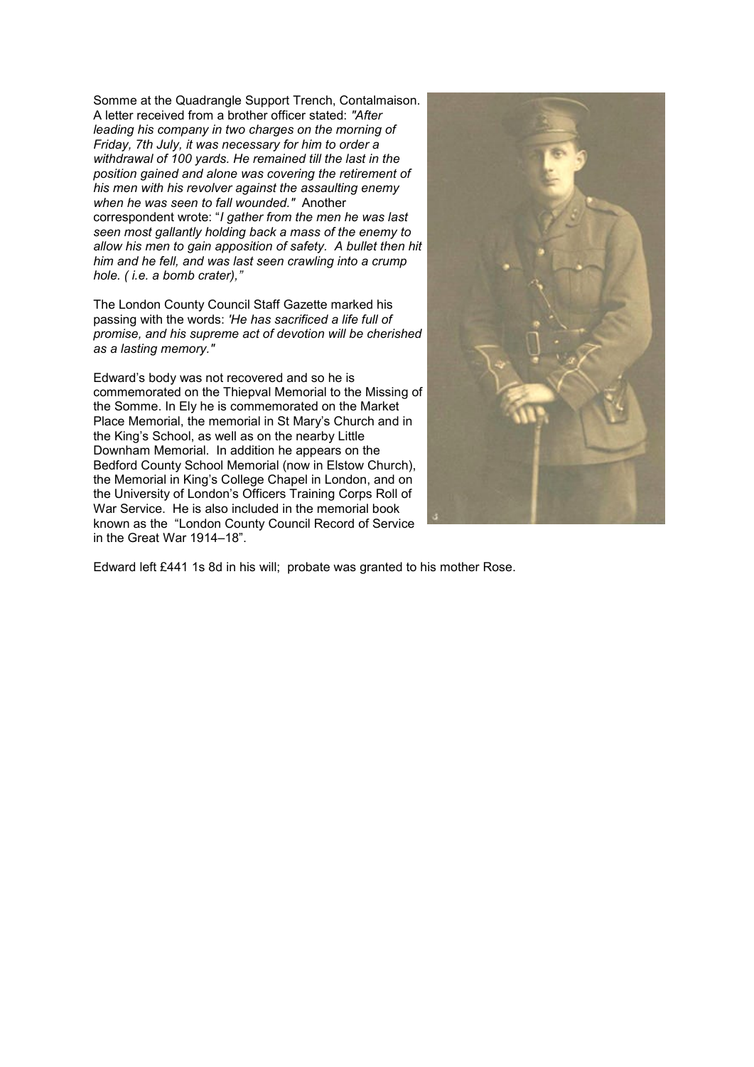Somme at the Quadrangle Support Trench, Contalmaison. A letter received from a brother officer stated: *"After leading his company in two charges on the morning of Friday, 7th July, it was necessary for him to order a withdrawal of 100 yards. He remained till the last in the position gained and alone was covering the retirement of his men with his revolver against the assaulting enemy when he was seen to fall wounded."* Another correspondent wrote: "*I gather from the men he was last seen most gallantly holding back a mass of the enemy to allow his men to gain apposition of safety. A bullet then hit him and he fell, and was last seen crawling into a crump hole. ( i.e. a bomb crater),"*

The London County Council Staff Gazette marked his passing with the words: *'He has sacrificed a life full of promise, and his supreme act of devotion will be cherished as a lasting memory."*

Edward's body was not recovered and so he is commemorated on the Thiepval Memorial to the Missing of the Somme. In Ely he is commemorated on the Market Place Memorial, the memorial in St Mary's Church and in the King's School, as well as on the nearby Little Downham Memorial. In addition he appears on the Bedford County School Memorial (now in Elstow Church), the Memorial in King's College Chapel in London, and on the University of London's Officers Training Corps Roll of War Service. He is also included in the memorial book known as the "London County Council Record of Service in the Great War 1914–18".

Edward left £441 1s 8d in his will; probate was granted to his mother Rose.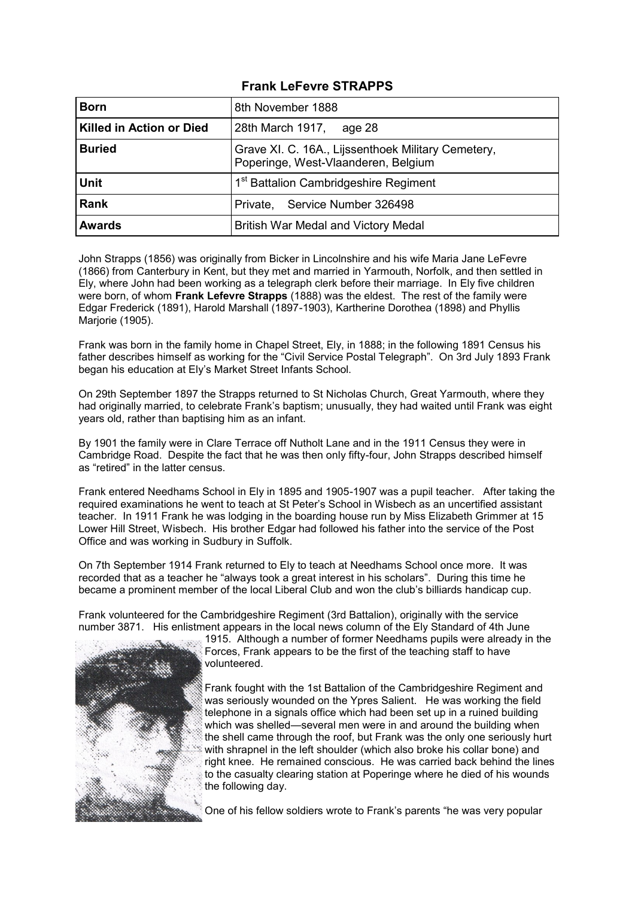# Frank LeFevre STRAPPS

| | |
|---|---|
| **Born** | 8th November 1888 |
| **Killed in Action or Died** | 28th March 1917, age 28 |
| **Buried** | Grave XI. C. 16A., Lijssenthoek Military Cemetery, Poperinge, West-Vlaanderen, Belgium |
| **Unit** | 1st Battalion Cambridgeshire Regiment |
| **Rank** | Private, Service Number 326498 |
| **Awards** | British War Medal and Victory Medal |

John Strapps (1856) was originally from Bicker in Lincolnshire and his wife Maria Jane LeFevre (1866) from Canterbury in Kent, but they met and married in Yarmouth, Norfolk, and then settled in Ely, where John had been working as a telegraph clerk before their marriage. In Ely five children were born, of whom **Frank Lefevre Strapps** (1888) was the eldest. The rest of the family were Edgar Frederick (1891), Harold Marshall (1897-1903), Kartherine Dorothea (1898) and Phyllis Marjorie (1905).

Frank was born in the family home in Chapel Street, Ely, in 1888; in the following 1891 Census his father describes himself as working for the "Civil Service Postal Telegraph". On 3rd July 1893 Frank began his education at Ely's Market Street Infants School.

On 29th September 1897 the Strapps returned to St Nicholas Church, Great Yarmouth, where they had originally married, to celebrate Frank's baptism; unusually, they had waited until Frank was eight years old, rather than baptising him as an infant.

By 1901 the family were in Clare Terrace off Nutholt Lane and in the 1911 Census they were in Cambridge Road. Despite the fact that he was then only fifty-four, John Strapps described himself as "retired" in the latter census.

Frank entered Needhams School in Ely in 1895 and 1905-1907 was a pupil teacher. After taking the required examinations he went to teach at St Peter's School in Wisbech as an uncertified assistant teacher. In 1911 Frank he was lodging in the boarding house run by Miss Elizabeth Grimmer at 15 Lower Hill Street, Wisbech. His brother Edgar had followed his father into the service of the Post Office and was working in Sudbury in Suffolk.

On 7th September 1914 Frank returned to Ely to teach at Needhams School once more. It was recorded that as a teacher he "always took a great interest in his scholars". During this time he became a prominent member of the local Liberal Club and won the club's billiards handicap cup.

Frank volunteered for the Cambridgeshire Regiment (3rd Battalion), originally with the service number 3871. His enlistment appears in the local news column of the Ely Standard of 4th June 1915. Although a number of former Needhams pupils were already in the Forces, Frank appears to be the first of the teaching staff to have volunteered.

Frank fought with the 1st Battalion of the Cambridgeshire Regiment and was seriously wounded on the Ypres Salient. He was working the field telephone in a signals office which had been set up in a ruined building which was shelled—several men were in and around the building when the shell came through the roof, but Frank was the only one seriously hurt with shrapnel in the left shoulder (which also broke his collar bone) and right knee. He remained conscious. He was carried back behind the lines to the casualty clearing station at Poperinge where he died of his wounds the following day.

One of his fellow soldiers wrote to Frank's parents "he was very popular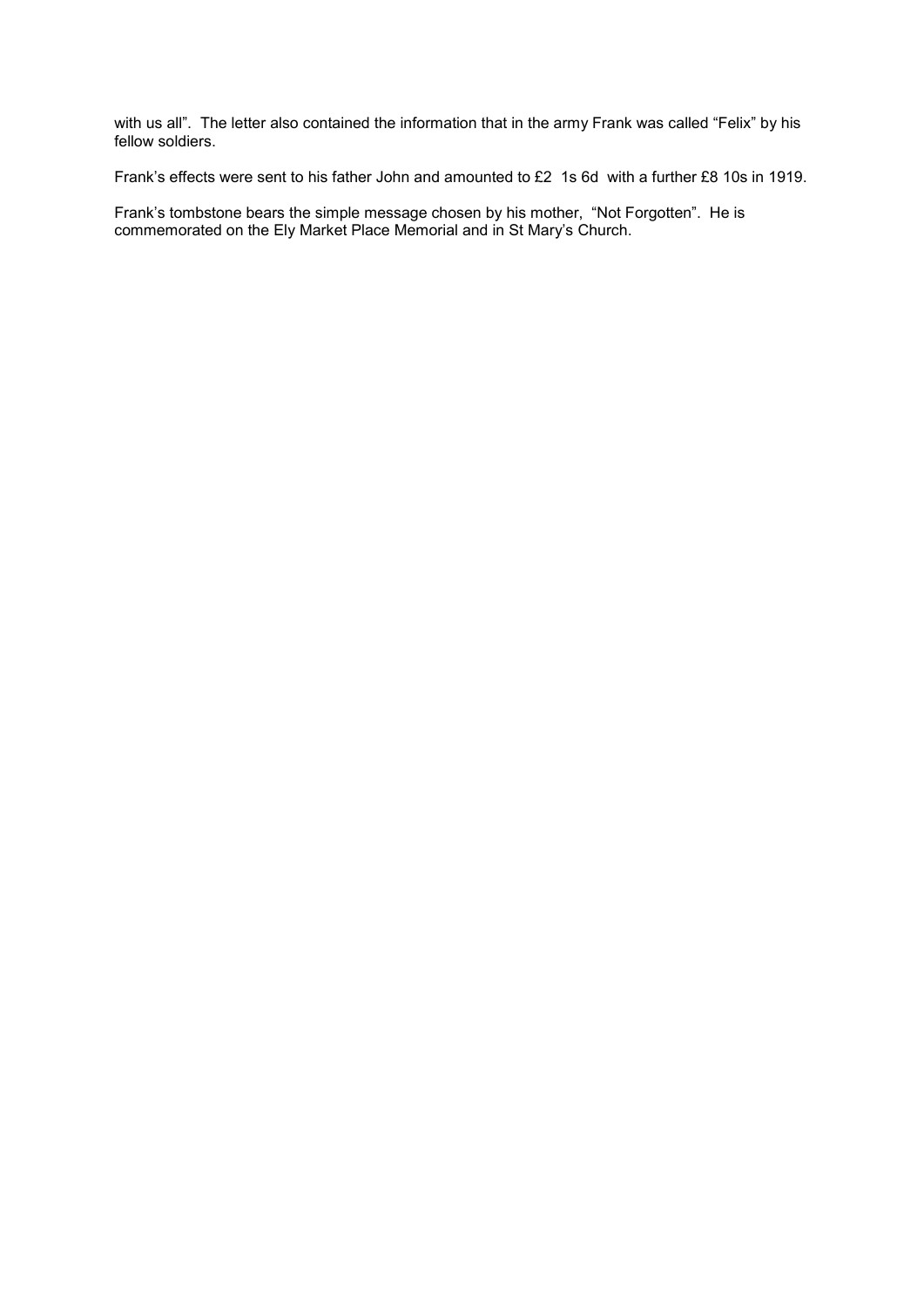with us all". The letter also contained the information that in the army Frank was called "Felix" by his fellow soldiers.

Frank's effects were sent to his father John and amounted to £2 1s 6d with a further £8 10s in 1919.

Frank's tombstone bears the simple message chosen by his mother, "Not Forgotten". He is commemorated on the Ely Market Place Memorial and in St Mary's Church.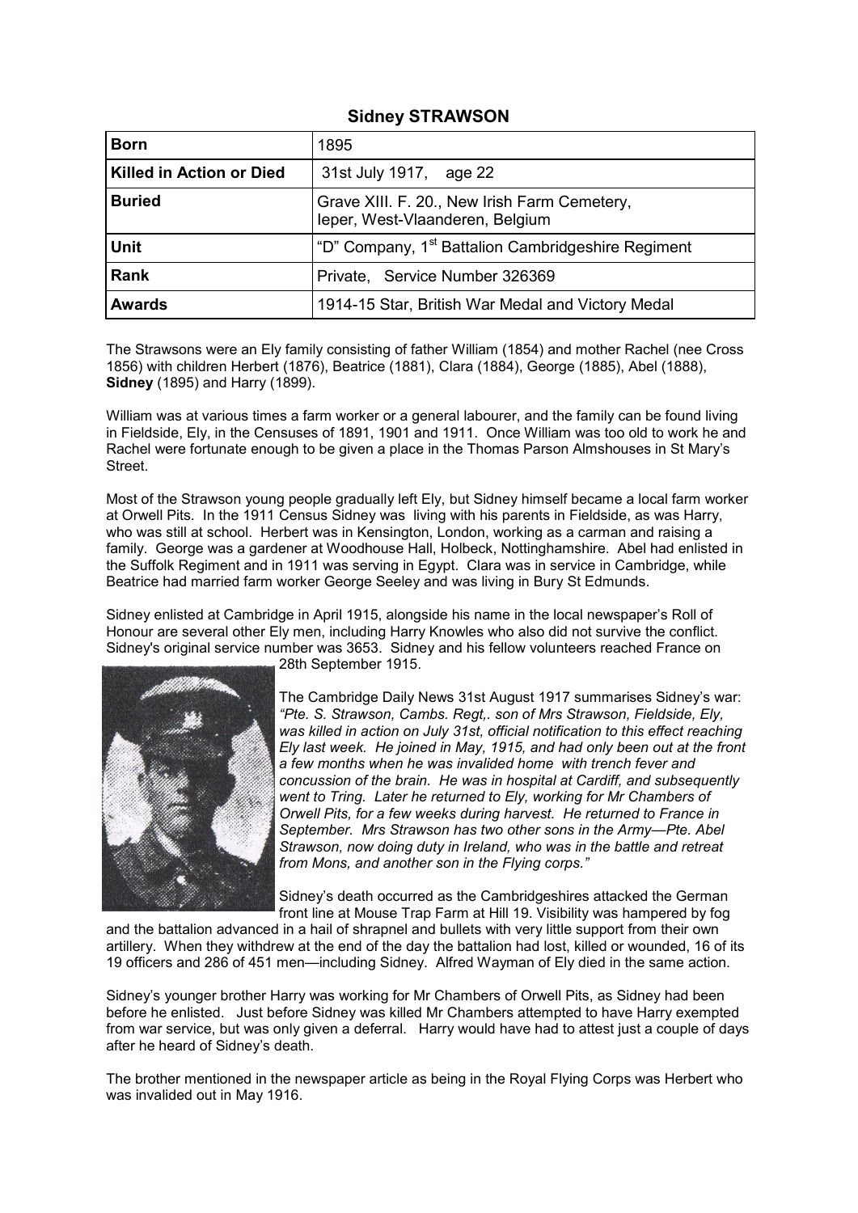## Sidney STRAWSON

| **Born** | 1895 |
|---|---|
| **Killed in Action or Died** | 31st July 1917, age 22 |
| **Buried** | Grave XIII. F. 20., New Irish Farm Cemetery, Ieper, West-Vlaanderen, Belgium |
| **Unit** | "D" Company, 1st Battalion Cambridgeshire Regiment |
| **Rank** | Private, Service Number 326369 |
| **Awards** | 1914-15 Star, British War Medal and Victory Medal |

The Strawsons were an Ely family consisting of father William (1854) and mother Rachel (nee Cross 1856) with children Herbert (1876), Beatrice (1881), Clara (1884), George (1885), Abel (1888), **Sidney** (1895) and Harry (1899).

William was at various times a farm worker or a general labourer, and the family can be found living in Fieldside, Ely, in the Censuses of 1891, 1901 and 1911. Once William was too old to work he and Rachel were fortunate enough to be given a place in the Thomas Parson Almshouses in St Mary's Street.

Most of the Strawson young people gradually left Ely, but Sidney himself became a local farm worker at Orwell Pits. In the 1911 Census Sidney was living with his parents in Fieldside, as was Harry, who was still at school. Herbert was in Kensington, London, working as a carman and raising a family. George was a gardener at Woodhouse Hall, Holbeck, Nottinghamshire. Abel had enlisted in the Suffolk Regiment and in 1911 was serving in Egypt. Clara was in service in Cambridge, while Beatrice had married farm worker George Seeley and was living in Bury St Edmunds.

Sidney enlisted at Cambridge in April 1915, alongside his name in the local newspaper's Roll of Honour are several other Ely men, including Harry Knowles who also did not survive the conflict. Sidney's original service number was 3653. Sidney and his fellow volunteers reached France on 28th September 1915.

The Cambridge Daily News 31st August 1917 summarises Sidney's war: *"Pte. S. Strawson, Cambs. Regt,. son of Mrs Strawson, Fieldside, Ely, was killed in action on July 31st, official notification to this effect reaching Ely last week. He joined in May, 1915, and had only been out at the front a few months when he was invalided home with trench fever and concussion of the brain. He was in hospital at Cardiff, and subsequently went to Tring. Later he returned to Ely, working for Mr Chambers of Orwell Pits, for a few weeks during harvest. He returned to France in September. Mrs Strawson has two other sons in the Army—Pte. Abel Strawson, now doing duty in Ireland, who was in the battle and retreat from Mons, and another son in the Flying corps."*

Sidney's death occurred as the Cambridgeshires attacked the German front line at Mouse Trap Farm at Hill 19. Visibility was hampered by fog and the battalion advanced in a hail of shrapnel and bullets with very little support from their own artillery. When they withdrew at the end of the day the battalion had lost, killed or wounded, 16 of its 19 officers and 286 of 451 men—including Sidney. Alfred Wayman of Ely died in the same action.

Sidney's younger brother Harry was working for Mr Chambers of Orwell Pits, as Sidney had been before he enlisted. Just before Sidney was killed Mr Chambers attempted to have Harry exempted from war service, but was only given a deferral. Harry would have had to attest just a couple of days after he heard of Sidney's death.

The brother mentioned in the newspaper article as being in the Royal Flying Corps was Herbert who was invalided out in May 1916.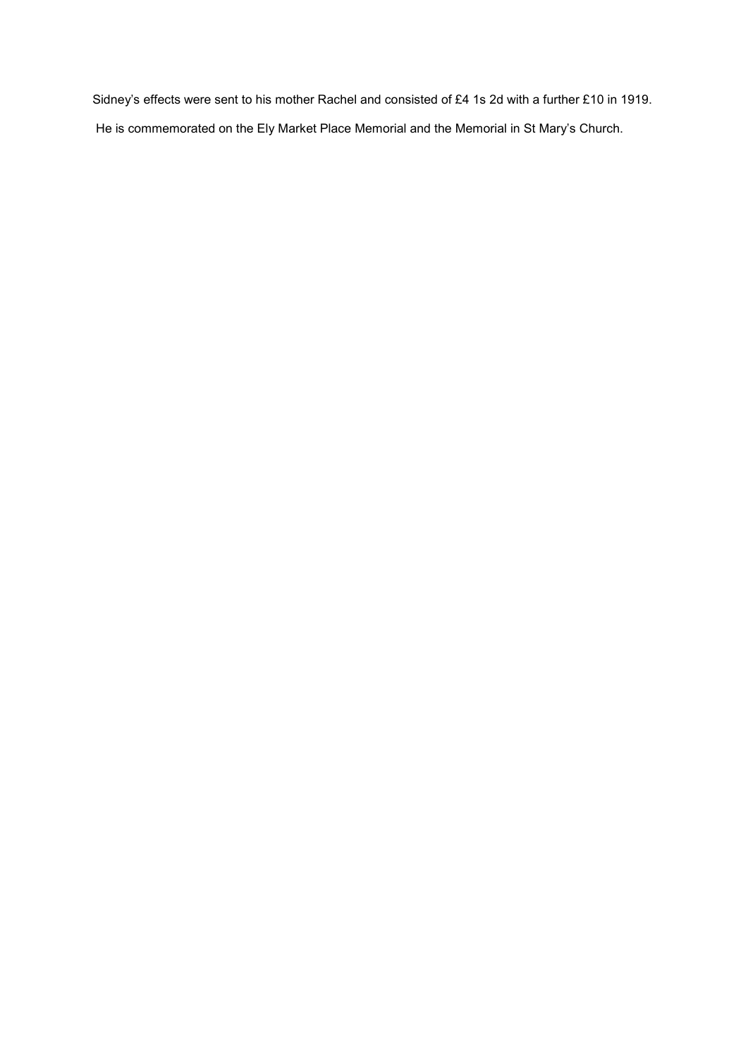Sidney's effects were sent to his mother Rachel and consisted of £4 1s 2d with a further £10 in 1919.

He is commemorated on the Ely Market Place Memorial and the Memorial in St Mary's Church.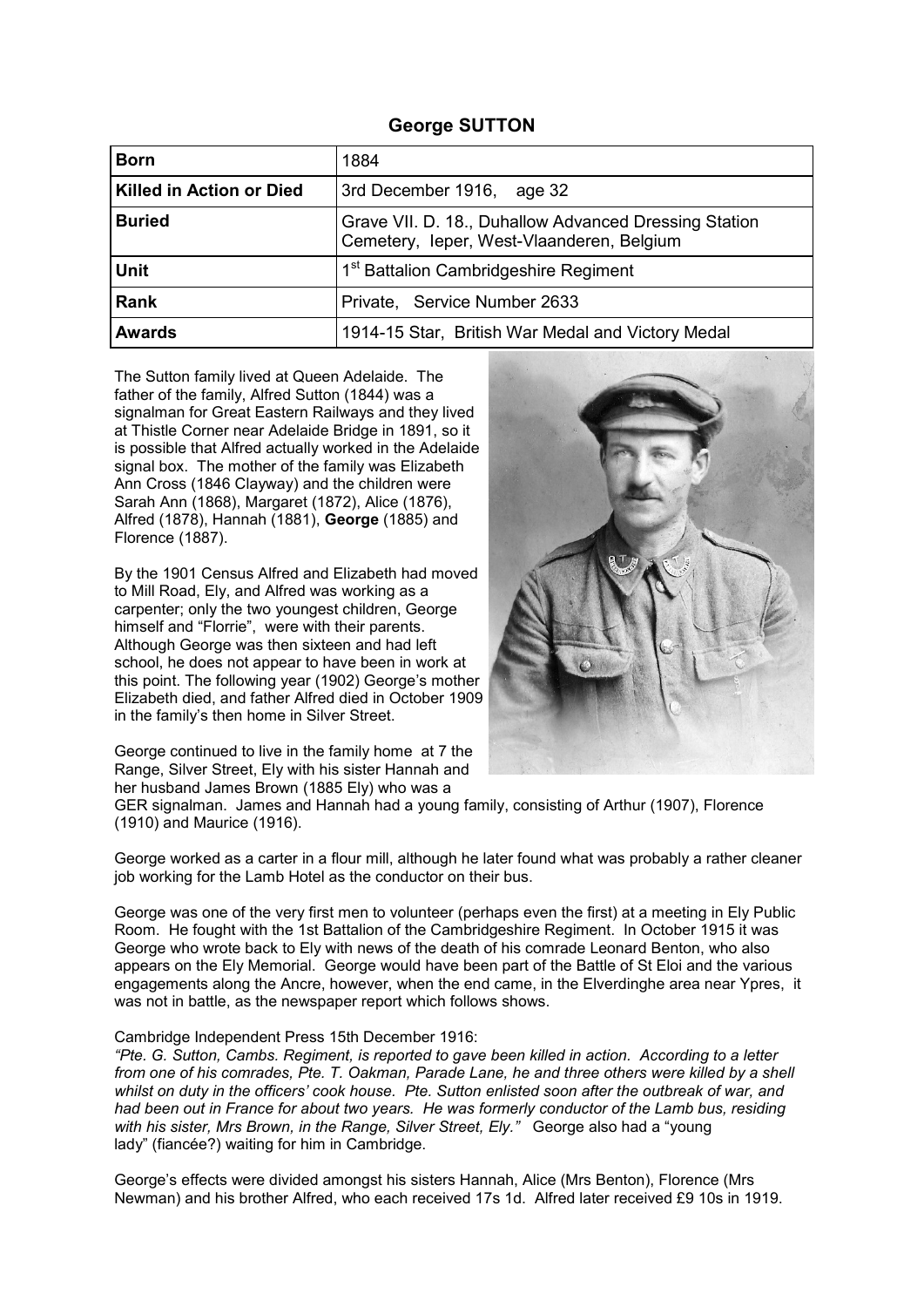## George SUTTON

| Born | 1884 |
|---|---|
| Killed in Action or Died | 3rd December 1916, age 32 |
| Buried | Grave VII. D. 18., Duhallow Advanced Dressing Station Cemetery, Ieper, West-Vlaanderen, Belgium |
| Unit | 1st Battalion Cambridgeshire Regiment |
| Rank | Private, Service Number 2633 |
| Awards | 1914-15 Star, British War Medal and Victory Medal |

The Sutton family lived at Queen Adelaide. The father of the family, Alfred Sutton (1844) was a signalman for Great Eastern Railways and they lived at Thistle Corner near Adelaide Bridge in 1891, so it is possible that Alfred actually worked in the Adelaide signal box. The mother of the family was Elizabeth Ann Cross (1846 Clayway) and the children were Sarah Ann (1868), Margaret (1872), Alice (1876), Alfred (1878), Hannah (1881), **George** (1885) and Florence (1887).

By the 1901 Census Alfred and Elizabeth had moved to Mill Road, Ely, and Alfred was working as a carpenter; only the two youngest children, George himself and "Florrie", were with their parents. Although George was then sixteen and had left school, he does not appear to have been in work at this point. The following year (1902) George's mother Elizabeth died, and father Alfred died in October 1909 in the family's then home in Silver Street.

George continued to live in the family home at 7 the Range, Silver Street, Ely with his sister Hannah and her husband James Brown (1885 Ely) who was a GER signalman. James and Hannah had a young family, consisting of Arthur (1907), Florence (1910) and Maurice (1916).

George worked as a carter in a flour mill, although he later found what was probably a rather cleaner job working for the Lamb Hotel as the conductor on their bus.

George was one of the very first men to volunteer (perhaps even the first) at a meeting in Ely Public Room. He fought with the 1st Battalion of the Cambridgeshire Regiment. In October 1915 it was George who wrote back to Ely with news of the death of his comrade Leonard Benton, who also appears on the Ely Memorial. George would have been part of the Battle of St Eloi and the various engagements along the Ancre, however, when the end came, in the Elverdinghe area near Ypres, it was not in battle, as the newspaper report which follows shows.

Cambridge Independent Press 15th December 1916:
*"Pte. G. Sutton, Cambs. Regiment, is reported to gave been killed in action. According to a letter from one of his comrades, Pte. T. Oakman, Parade Lane, he and three others were killed by a shell whilst on duty in the officers' cook house. Pte. Sutton enlisted soon after the outbreak of war, and had been out in France for about two years. He was formerly conductor of the Lamb bus, residing with his sister, Mrs Brown, in the Range, Silver Street, Ely."* George also had a "young lady" (fiancée?) waiting for him in Cambridge.

George's effects were divided amongst his sisters Hannah, Alice (Mrs Benton), Florence (Mrs Newman) and his brother Alfred, who each received 17s 1d. Alfred later received £9 10s in 1919.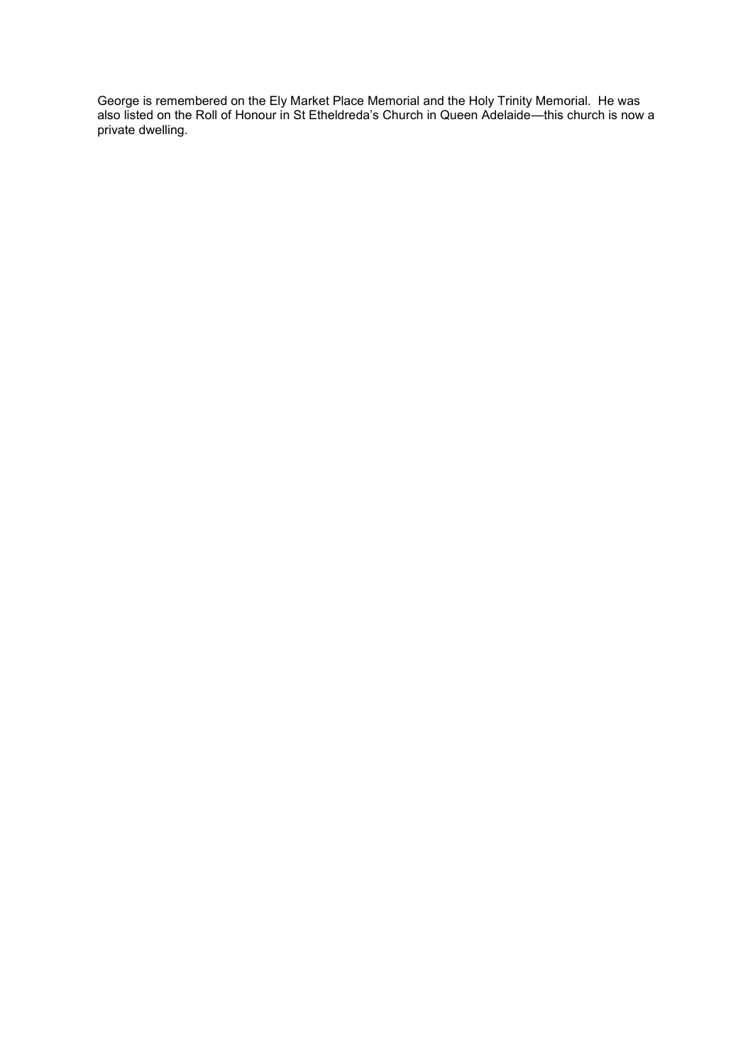George is remembered on the Ely Market Place Memorial and the Holy Trinity Memorial. He was also listed on the Roll of Honour in St Etheldreda's Church in Queen Adelaide—this church is now a private dwelling.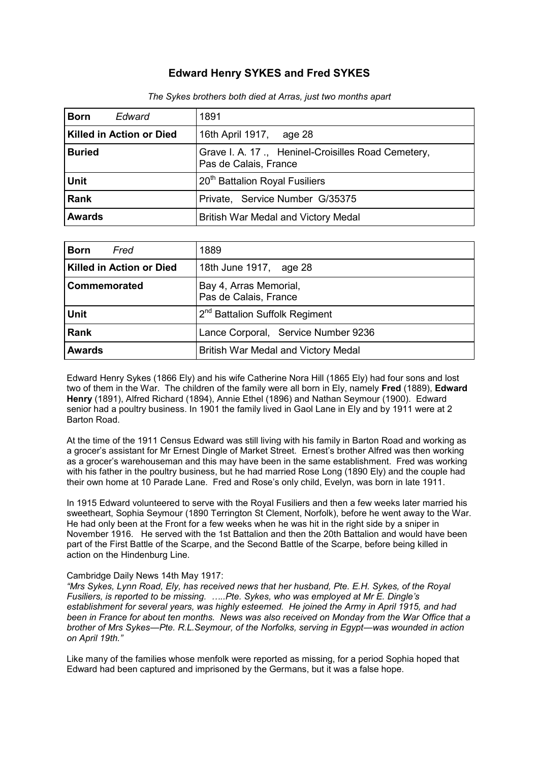## Edward Henry SYKES and Fred SYKES

*The Sykes brothers both died at Arras, just two months apart*

| **Born** *Edward* | 1891 |
|---|---|
| **Killed in Action or Died** | 16th April 1917, age 28 |
| **Buried** | Grave I. A. 17 ., Heninel-Croisilles Road Cemetery, Pas de Calais, France |
| **Unit** | 20th Battalion Royal Fusiliers |
| **Rank** | Private, Service Number G/35375 |
| **Awards** | British War Medal and Victory Medal |

| **Born** *Fred* | 1889 |
|---|---|
| **Killed in Action or Died** | 18th June 1917, age 28 |
| **Commemorated** | Bay 4, Arras Memorial, Pas de Calais, France |
| **Unit** | 2nd Battalion Suffolk Regiment |
| **Rank** | Lance Corporal, Service Number 9236 |
| **Awards** | British War Medal and Victory Medal |

Edward Henry Sykes (1866 Ely) and his wife Catherine Nora Hill (1865 Ely) had four sons and lost two of them in the War. The children of the family were all born in Ely, namely **Fred** (1889), **Edward Henry** (1891), Alfred Richard (1894), Annie Ethel (1896) and Nathan Seymour (1900). Edward senior had a poultry business. In 1901 the family lived in Gaol Lane in Ely and by 1911 were at 2 Barton Road.

At the time of the 1911 Census Edward was still living with his family in Barton Road and working as a grocer's assistant for Mr Ernest Dingle of Market Street. Ernest's brother Alfred was then working as a grocer's warehouseman and this may have been in the same establishment. Fred was working with his father in the poultry business, but he had married Rose Long (1890 Ely) and the couple had their own home at 10 Parade Lane. Fred and Rose's only child, Evelyn, was born in late 1911.

In 1915 Edward volunteered to serve with the Royal Fusiliers and then a few weeks later married his sweetheart, Sophia Seymour (1890 Terrington St Clement, Norfolk), before he went away to the War. He had only been at the Front for a few weeks when he was hit in the right side by a sniper in November 1916. He served with the 1st Battalion and then the 20th Battalion and would have been part of the First Battle of the Scarpe, and the Second Battle of the Scarpe, before being killed in action on the Hindenburg Line.

Cambridge Daily News 14th May 1917:
*"Mrs Sykes, Lynn Road, Ely, has received news that her husband, Pte. E.H. Sykes, of the Royal Fusiliers, is reported to be missing. …..Pte. Sykes, who was employed at Mr E. Dingle's establishment for several years, was highly esteemed. He joined the Army in April 1915, and had been in France for about ten months. News was also received on Monday from the War Office that a brother of Mrs Sykes—Pte. R.L.Seymour, of the Norfolks, serving in Egypt—was wounded in action on April 19th."*

Like many of the families whose menfolk were reported as missing, for a period Sophia hoped that Edward had been captured and imprisoned by the Germans, but it was a false hope.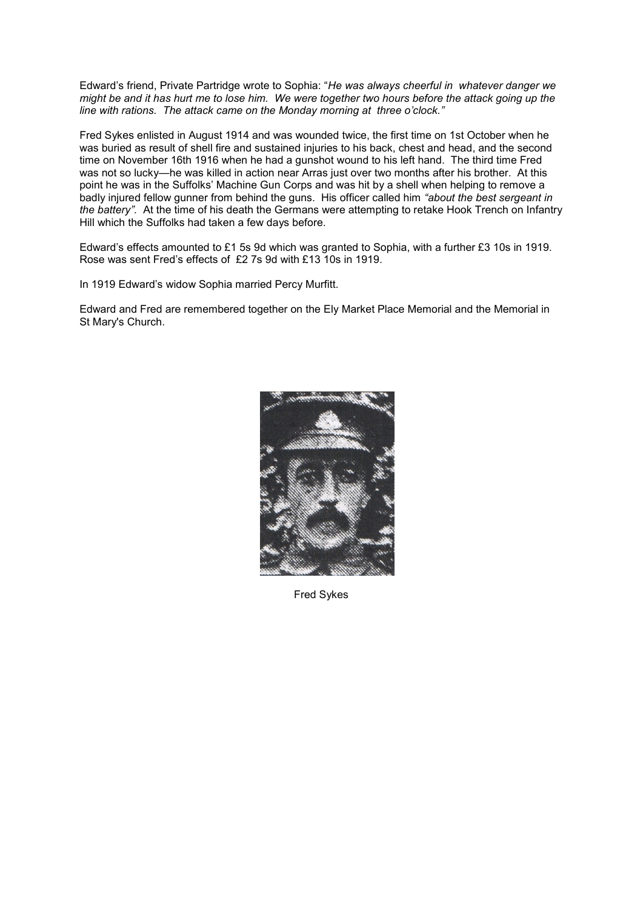Edward's friend, Private Partridge wrote to Sophia: "*He was always cheerful in whatever danger we might be and it has hurt me to lose him. We were together two hours before the attack going up the line with rations. The attack came on the Monday morning at three o'clock.*"

Fred Sykes enlisted in August 1914 and was wounded twice, the first time on 1st October when he was buried as result of shell fire and sustained injuries to his back, chest and head, and the second time on November 16th 1916 when he had a gunshot wound to his left hand. The third time Fred was not so lucky—he was killed in action near Arras just over two months after his brother. At this point he was in the Suffolks' Machine Gun Corps and was hit by a shell when helping to remove a badly injured fellow gunner from behind the guns. His officer called him *"about the best sergeant in the battery"*. At the time of his death the Germans were attempting to retake Hook Trench on Infantry Hill which the Suffolks had taken a few days before.

Edward's effects amounted to £1 5s 9d which was granted to Sophia, with a further £3 10s in 1919. Rose was sent Fred's effects of £2 7s 9d with £13 10s in 1919.

In 1919 Edward's widow Sophia married Percy Murfitt.

Edward and Fred are remembered together on the Ely Market Place Memorial and the Memorial in St Mary's Church.

Fred Sykes